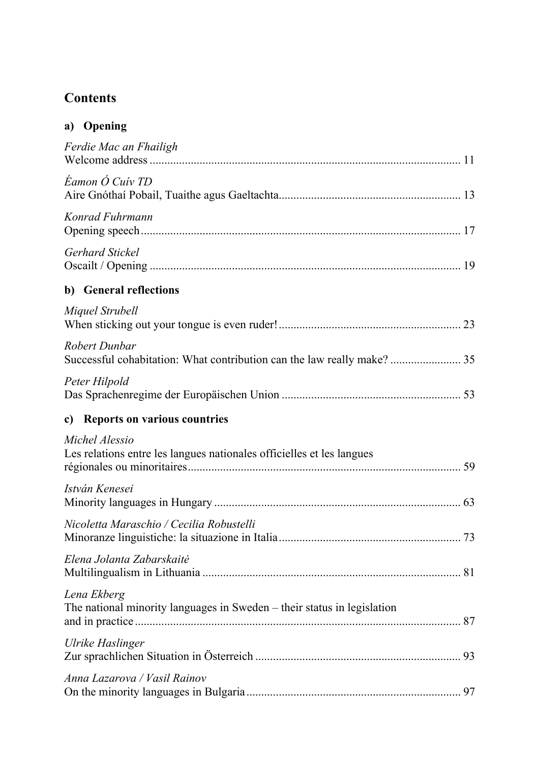## Contents

### a) Opening

*Ferdie Mac an Fhailigh*
Welcome address ... 11

*Éamon Ó Cuív TD*
Aire Gnóthaí Pobail, Tuaithe agus Gaeltachta ... 13

*Konrad Fuhrmann*
Opening speech ... 17

*Gerhard Stickel*
Oscailt / Opening ... 19

### b) General reflections

*Miquel Strubell*
When sticking out your tongue is even ruder! ... 23

*Robert Dunbar*
Successful cohabitation: What contribution can the law really make? ... 35

*Peter Hilpold*
Das Sprachenregime der Europäischen Union ... 53

### c) Reports on various countries

*Michel Alessio*
Les relations entre les langues nationales officielles et les langues régionales ou minoritaires ... 59

*István Kenesei*
Minority languages in Hungary ... 63

*Nicoletta Maraschio / Cecilia Robustelli*
Minoranze linguistiche: la situazione in Italia ... 73

*Elena Jolanta Zabarskaitė*
Multilingualism in Lithuania ... 81

*Lena Ekberg*
The national minority languages in Sweden – their status in legislation and in practice ... 87

*Ulrike Haslinger*
Zur sprachlichen Situation in Österreich ... 93

*Anna Lazarova / Vasil Rainov*
On the minority languages in Bulgaria ... 97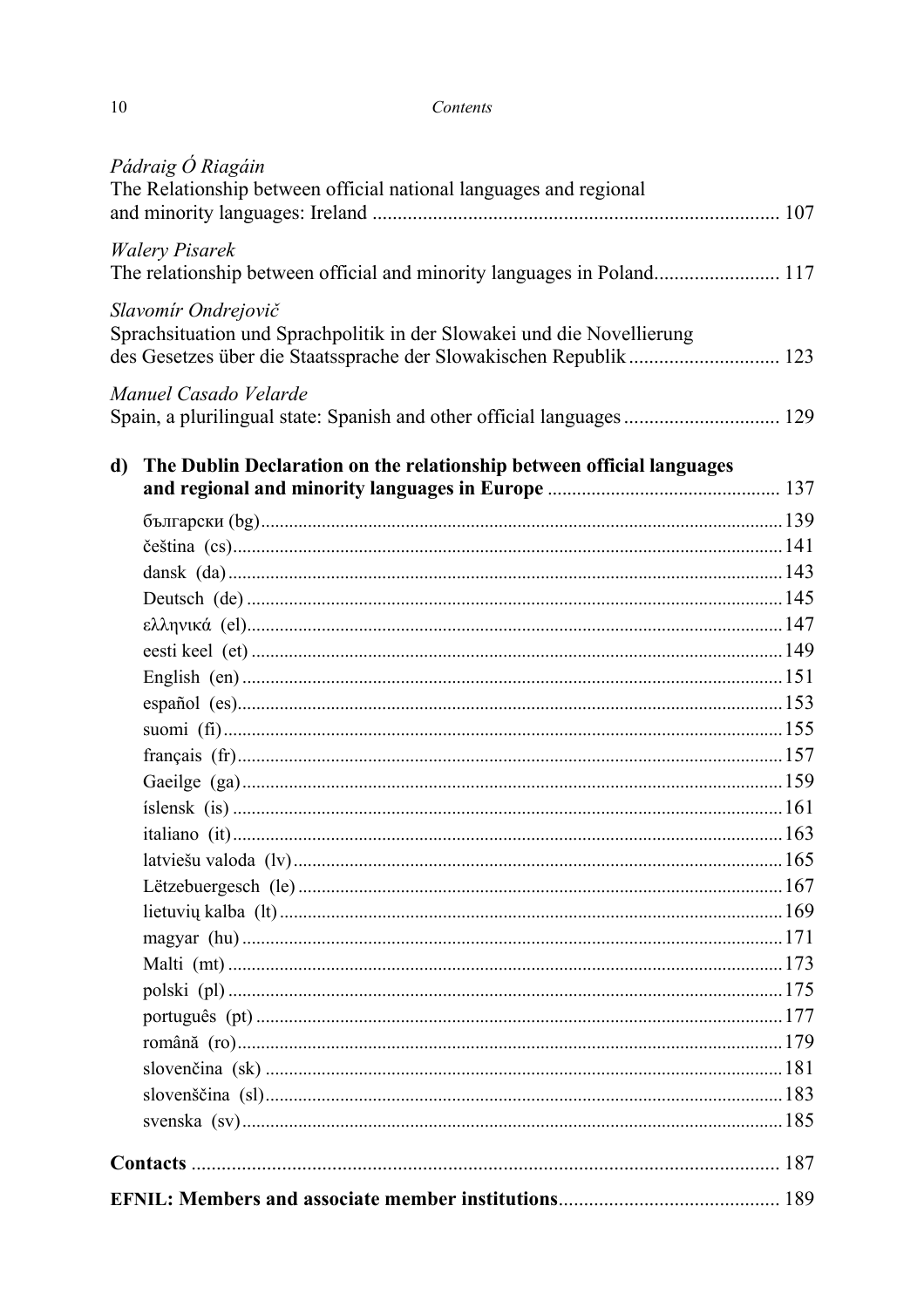*Pádraig Ó Riagáin*
The Relationship between official national languages and regional and minority languages: Ireland ....... 107

*Walery Pisarek*
The relationship between official and minority languages in Poland....... 117

*Slavomír Ondrejovič*
Sprachsituation und Sprachpolitik in der Slowakei und die Novellierung des Gesetzes über die Staatssprache der Slowakischen Republik ....... 123

*Manuel Casado Velarde*
Spain, a plurilingual state: Spanish and other official languages ....... 129

**d) The Dublin Declaration on the relationship between official languages and regional and minority languages in Europe** ....... 137

- български (bg) ....... 139
- čeština (cs) ....... 141
- dansk (da) ....... 143
- Deutsch (de) ....... 145
- ελληνικά (el) ....... 147
- eesti keel (et) ....... 149
- English (en) ....... 151
- español (es) ....... 153
- suomi (fi) ....... 155
- français (fr) ....... 157
- Gaeilge (ga) ....... 159
- íslensk (is) ....... 161
- italiano (it) ....... 163
- latviešu valoda (lv) ....... 165
- Lëtzebuergesch (le) ....... 167
- lietuvių kalba (lt) ....... 169
- magyar (hu) ....... 171
- Malti (mt) ....... 173
- polski (pl) ....... 175
- português (pt) ....... 177
- română (ro) ....... 179
- slovenčina (sk) ....... 181
- slovenščina (sl) ....... 183
- svenska (sv) ....... 185

**Contacts** ....... 187

**EFNIL: Members and associate member institutions** ....... 189